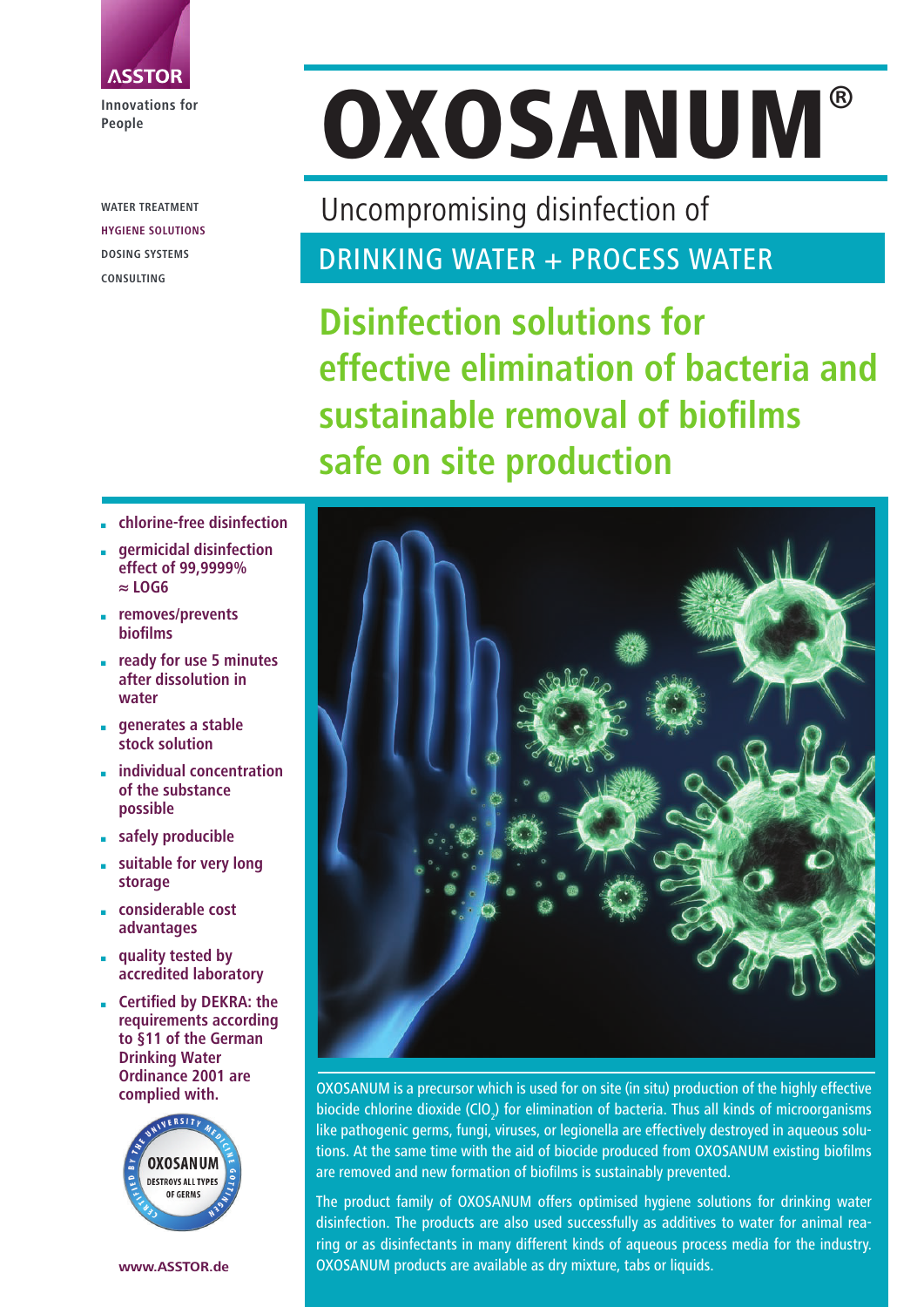ASSTOR

Innovations for People

WATER TREATMENT

HYGIENE SOLUTIONS

DOSING SYSTEMS

CONSULTING

# OXOSANUM®

Uncompromising disinfection of

## DRINKING WATER + PROCESS WATER

## Disinfection solutions for effective elimination of bacteria and sustainable removal of biofilms safe on site production

- chlorine-free disinfection
- germicidal disinfection effect of 99,9999% ≈ LOG6
- removes/prevents biofilms
- ready for use 5 minutes after dissolution in water
- generates a stable stock solution
- individual concentration of the substance possible
- safely producible
- suitable for very long storage
- considerable cost advantages
- quality tested by accredited laboratory
- Certified by DEKRA: the requirements according to §11 of the German Drinking Water Ordinance 2001 are complied with.

CERTIFIED BY THE UNIVERSITY MEDICINE GÖTTINGEN – OXOSANUM DESTROYS ALL TYPES OF GERMS

OXOSANUM is a precursor which is used for on site (in situ) production of the highly effective biocide chlorine dioxide ($ClO_2$) for elimination of bacteria. Thus all kinds of microorganisms like pathogenic germs, fungi, viruses, or legionella are effectively destroyed in aqueous solutions. At the same time with the aid of biocide produced from OXOSANUM existing biofilms are removed and new formation of biofilms is sustainably prevented.

The product family of OXOSANUM offers optimised hygiene solutions for drinking water disinfection. The products are also used successfully as additives to water for animal rearing or as disinfectants in many different kinds of aqueous process media for the industry. OXOSANUM products are available as dry mixture, tabs or liquids.

www.ASSTOR.de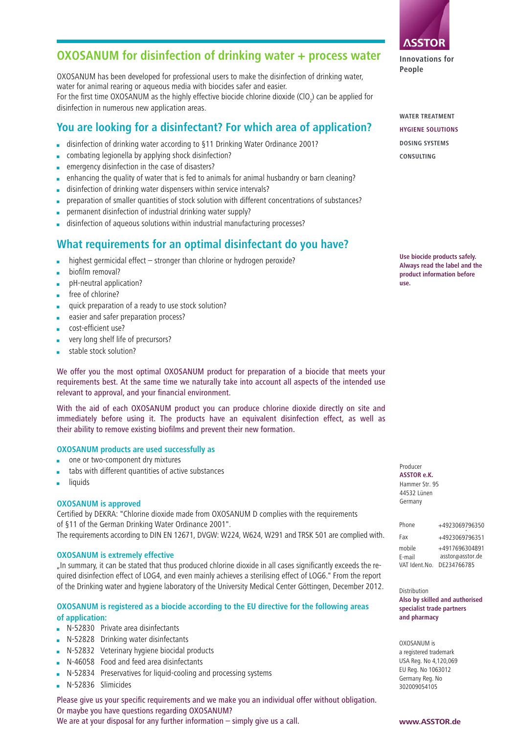# OXOSANUM for disinfection of drinking water + process water

OXOSANUM has been developed for professional users to make the disinfection of drinking water, water for animal rearing or aqueous media with biocides safer and easier.
For the first time OXOSANUM as the highly effective biocide chlorine dioxide ($ClO_2$) can be applied for disinfection in numerous new application areas.

## You are looking for a disinfectant? For which area of application?

- disinfection of drinking water according to §11 Drinking Water Ordinance 2001?
- combating legionella by applying shock disinfection?
- emergency disinfection in the case of disasters?
- enhancing the quality of water that is fed to animals for animal husbandry or barn cleaning?
- disinfection of drinking water dispensers within service intervals?
- preparation of smaller quantities of stock solution with different concentrations of substances?
- permanent disinfection of industrial drinking water supply?
- disinfection of aqueous solutions within industrial manufacturing processes?

## What requirements for an optimal disinfectant do you have?

- highest germicidal effect – stronger than chlorine or hydrogen peroxide?
- biofilm removal?
- pH-neutral application?
- free of chlorine?
- quick preparation of a ready to use stock solution?
- easier and safer preparation process?
- cost-efficient use?
- very long shelf life of precursors?
- stable stock solution?

We offer you the most optimal OXOSANUM product for preparation of a biocide that meets your requirements best. At the same time we naturally take into account all aspects of the intended use relevant to approval, and your financial environment.

With the aid of each OXOSANUM product you can produce chlorine dioxide directly on site and immediately before using it. The products have an equivalent disinfection effect, as well as their ability to remove existing biofilms and prevent their new formation.

### OXOSANUM products are used successfully as

- one or two-component dry mixtures
- tabs with different quantities of active substances
- liquids

### OXOSANUM is approved

Certified by DEKRA: "Chlorine dioxide made from OXOSANUM D complies with the requirements of §11 of the German Drinking Water Ordinance 2001".
The requirements according to DIN EN 12671, DVGW: W224, W624, W291 and TRSK 501 are complied with.

### OXOSANUM is extremely effective

„In summary, it can be stated that thus produced chlorine dioxide in all cases significantly exceeds the required disinfection effect of LOG4, and even mainly achieves a sterilising effect of LOG6." From the report of the Drinking water and hygiene laboratory of the University Medical Center Göttingen, December 2012.

### OXOSANUM is registered as a biocide according to the EU directive for the following areas of application:

- N-52830 Private area disinfectants
- N-52828 Drinking water disinfectants
- N-52832 Veterinary hygiene biocidal products
- N-46058 Food and feed area disinfectants
- N-52834 Preservatives for liquid-cooling and processing systems
- N-52836 Slimicides

Please give us your specific requirements and we make you an individual offer without obligation.
Or maybe you have questions regarding OXOSANUM?
We are at your disposal for any further information – simply give us a call.

ASSTOR

**Innovations for People**

**WATER TREATMENT**
**HYGIENE SOLUTIONS**
**DOSING SYSTEMS**
**CONSULTING**

**Use biocide products safely. Always read the label and the product information before use.**

Producer
**ASSTOR e.K.**
Hammer Str. 95
44532 Lünen
Germany

| | |
|---|---|
| Phone | +4923069796350 |
| Fax | +4923069796351 |
| mobile | +4917696304891 |
| E-mail | asstor@asstor.de |
| VAT Ident.No. | DE234766785 |

Distribution
**Also by skilled and authorised specialist trade partners and pharmacy**

OXOSANUM is a registered trademark
USA Reg. No 4,120,069
EU Reg. No 1063012
Germany Reg. No 302009054105

**www.ASSTOR.de**